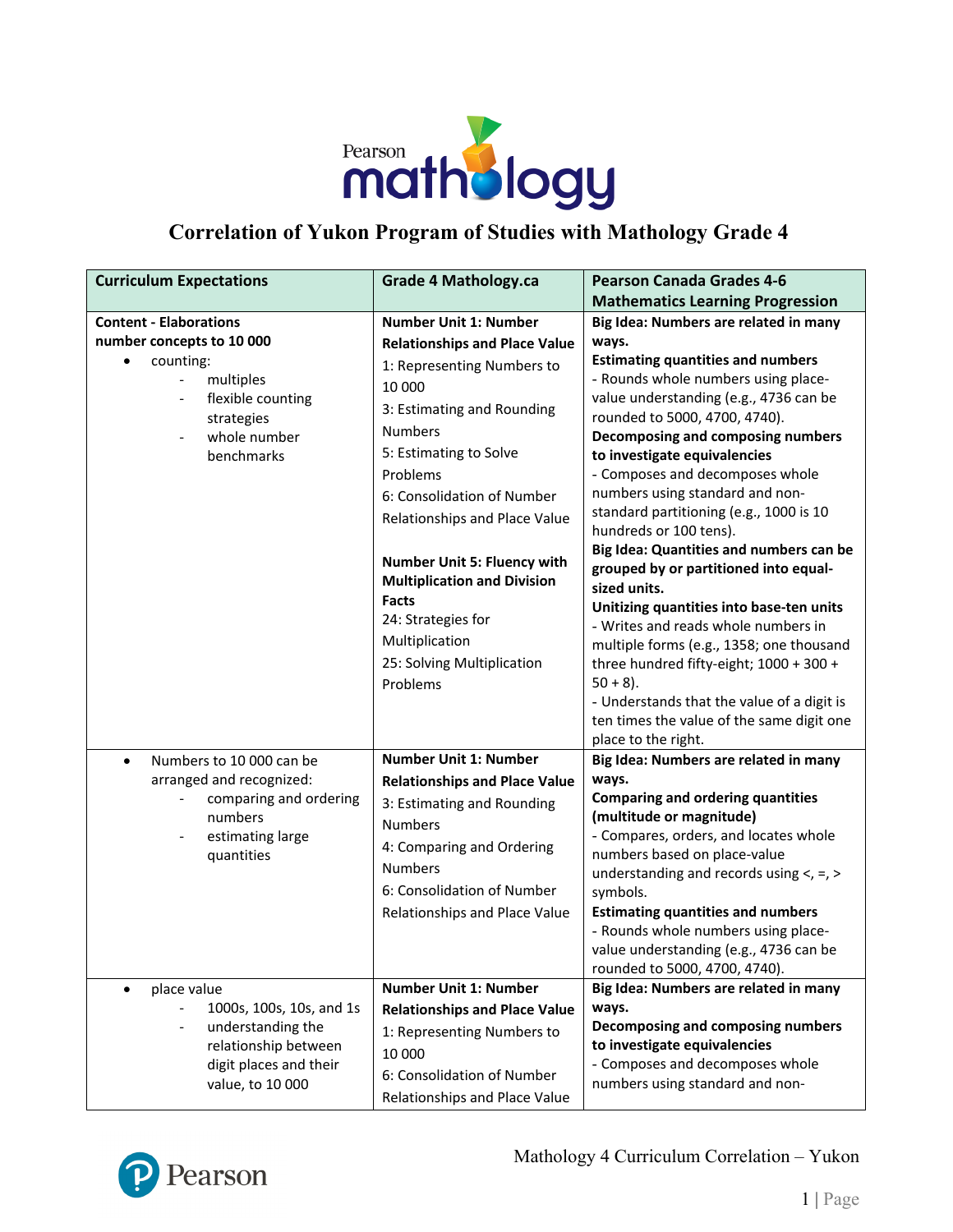# Correlation of Yukon Program of Studies with Mathology Grade 4

| Curriculum Expectations | Grade 4 Mathology.ca | Pearson Canada Grades 4-6 Mathematics Learning Progression |
|---|---|---|
| **Content - Elaborations**<br>**number concepts to 10 000**<br>• counting:<br>- multiples<br>- flexible counting strategies<br>- whole number benchmarks | **Number Unit 1: Number Relationships and Place Value**<br>1: Representing Numbers to 10 000<br>3: Estimating and Rounding Numbers<br>5: Estimating to Solve Problems<br>6: Consolidation of Number Relationships and Place Value<br><br>**Number Unit 5: Fluency with Multiplication and Division Facts**<br>24: Strategies for Multiplication<br>25: Solving Multiplication Problems | **Big Idea: Numbers are related in many ways.**<br>**Estimating quantities and numbers**<br>- Rounds whole numbers using place-value understanding (e.g., 4736 can be rounded to 5000, 4700, 4740).<br>**Decomposing and composing numbers to investigate equivalencies**<br>- Composes and decomposes whole numbers using standard and non-standard partitioning (e.g., 1000 is 10 hundreds or 100 tens).<br>**Big Idea: Quantities and numbers can be grouped by or partitioned into equal-sized units.**<br>**Unitizing quantities into base-ten units**<br>- Writes and reads whole numbers in multiple forms (e.g., 1358; one thousand three hundred fifty-eight; 1000 + 300 + 50 + 8).<br>- Understands that the value of a digit is ten times the value of the same digit one place to the right. |
| • Numbers to 10 000 can be arranged and recognized:<br>- comparing and ordering numbers<br>- estimating large quantities | **Number Unit 1: Number Relationships and Place Value**<br>3: Estimating and Rounding Numbers<br>4: Comparing and Ordering Numbers<br>6: Consolidation of Number Relationships and Place Value | **Big Idea: Numbers are related in many ways.**<br>**Comparing and ordering quantities (multitude or magnitude)**<br>- Compares, orders, and locates whole numbers based on place-value understanding and records using <, =, > symbols.<br>**Estimating quantities and numbers**<br>- Rounds whole numbers using place-value understanding (e.g., 4736 can be rounded to 5000, 4700, 4740). |
| • place value<br>- 1000s, 100s, 10s, and 1s<br>- understanding the relationship between digit places and their value, to 10 000 | **Number Unit 1: Number Relationships and Place Value**<br>1: Representing Numbers to 10 000<br>6: Consolidation of Number Relationships and Place Value | **Big Idea: Numbers are related in many ways.**<br>**Decomposing and composing numbers to investigate equivalencies**<br>- Composes and decomposes whole numbers using standard and non- |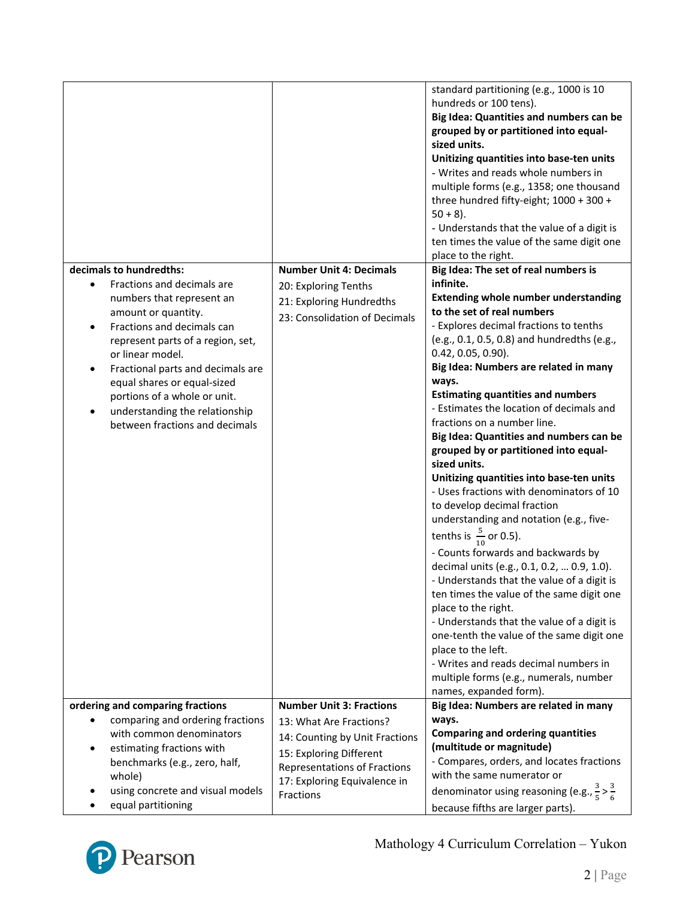| | | |
|---|---|---|
| | | standard partitioning (e.g., 1000 is 10 hundreds or 100 tens).<br>**Big Idea: Quantities and numbers can be grouped by or partitioned into equal-sized units.**<br>**Unitizing quantities into base-ten units**<br>- Writes and reads whole numbers in multiple forms (e.g., 1358; one thousand three hundred fifty-eight; 1000 + 300 + 50 + 8).<br>- Understands that the value of a digit is ten times the value of the same digit one place to the right. |
| **decimals to hundredths:**<br>• Fractions and decimals are numbers that represent an amount or quantity.<br>• Fractions and decimals can represent parts of a region, set, or linear model.<br>• Fractional parts and decimals are equal shares or equal-sized portions of a whole or unit.<br>• understanding the relationship between fractions and decimals | **Number Unit 4: Decimals**<br>20: Exploring Tenths<br>21: Exploring Hundredths<br>23: Consolidation of Decimals | **Big Idea: The set of real numbers is infinite.**<br>**Extending whole number understanding to the set of real numbers**<br>- Explores decimal fractions to tenths (e.g., 0.1, 0.5, 0.8) and hundredths (e.g., 0.42, 0.05, 0.90).<br>**Big Idea: Numbers are related in many ways.**<br>**Estimating quantities and numbers**<br>- Estimates the location of decimals and fractions on a number line.<br>**Big Idea: Quantities and numbers can be grouped by or partitioned into equal-sized units.**<br>**Unitizing quantities into base-ten units**<br>- Uses fractions with denominators of 10 to develop decimal fraction understanding and notation (e.g., five-tenths is $\frac{5}{10}$ or 0.5).<br>- Counts forwards and backwards by decimal units (e.g., 0.1, 0.2, … 0.9, 1.0).<br>- Understands that the value of a digit is ten times the value of the same digit one place to the right.<br>- Understands that the value of a digit is one-tenth the value of the same digit one place to the left.<br>- Writes and reads decimal numbers in multiple forms (e.g., numerals, number names, expanded form). |
| **ordering and comparing fractions**<br>• comparing and ordering fractions with common denominators<br>• estimating fractions with benchmarks (e.g., zero, half, whole)<br>• using concrete and visual models<br>• equal partitioning | **Number Unit 3: Fractions**<br>13: What Are Fractions?<br>14: Counting by Unit Fractions<br>15: Exploring Different Representations of Fractions<br>17: Exploring Equivalence in Fractions | **Big Idea: Numbers are related in many ways.**<br>**Comparing and ordering quantities (multitude or magnitude)**<br>- Compares, orders, and locates fractions with the same numerator or denominator using reasoning (e.g., $\frac{3}{5} > \frac{3}{6}$ because fifths are larger parts). |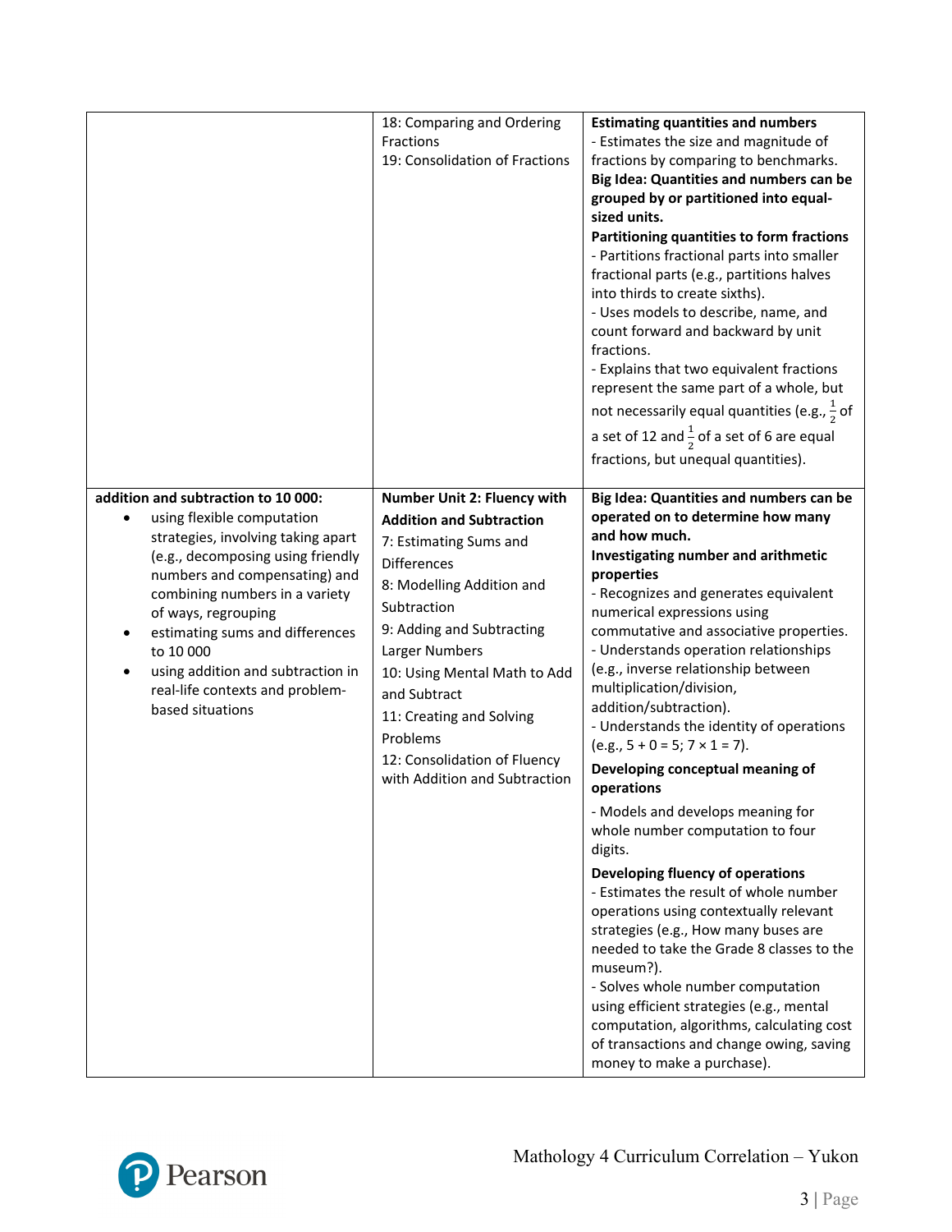| | | |
|---|---|---|
| | 18: Comparing and Ordering Fractions<br>19: Consolidation of Fractions | **Estimating quantities and numbers**<br>- Estimates the size and magnitude of fractions by comparing to benchmarks.<br>**Big Idea: Quantities and numbers can be grouped by or partitioned into equal-sized units.**<br>**Partitioning quantities to form fractions**<br>- Partitions fractional parts into smaller fractional parts (e.g., partitions halves into thirds to create sixths).<br>- Uses models to describe, name, and count forward and backward by unit fractions.<br>- Explains that two equivalent fractions represent the same part of a whole, but not necessarily equal quantities (e.g., $\frac{1}{2}$ of a set of 12 and $\frac{1}{2}$ of a set of 6 are equal fractions, but unequal quantities). |
| **addition and subtraction to 10 000:**<br>• using flexible computation strategies, involving taking apart (e.g., decomposing using friendly numbers and compensating) and combining numbers in a variety of ways, regrouping<br>• estimating sums and differences to 10 000<br>• using addition and subtraction in real-life contexts and problem-based situations | **Number Unit 2: Fluency with Addition and Subtraction**<br>7: Estimating Sums and Differences<br>8: Modelling Addition and Subtraction<br>9: Adding and Subtracting Larger Numbers<br>10: Using Mental Math to Add and Subtract<br>11: Creating and Solving Problems<br>12: Consolidation of Fluency with Addition and Subtraction | **Big Idea: Quantities and numbers can be operated on to determine how many and how much.**<br>**Investigating number and arithmetic properties**<br>- Recognizes and generates equivalent numerical expressions using commutative and associative properties.<br>- Understands operation relationships (e.g., inverse relationship between multiplication/division, addition/subtraction).<br>- Understands the identity of operations (e.g., 5 + 0 = 5; 7 × 1 = 7).<br>**Developing conceptual meaning of operations**<br>- Models and develops meaning for whole number computation to four digits.<br>**Developing fluency of operations**<br>- Estimates the result of whole number operations using contextually relevant strategies (e.g., How many buses are needed to take the Grade 8 classes to the museum?).<br>- Solves whole number computation using efficient strategies (e.g., mental computation, algorithms, calculating cost of transactions and change owing, saving money to make a purchase). |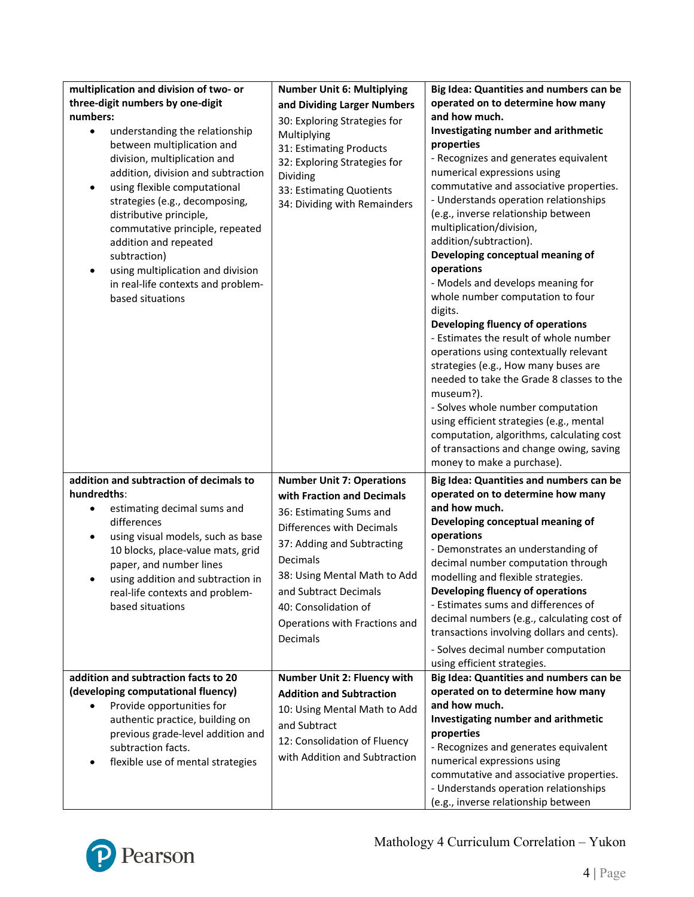| | | |
|---|---|---|
| **multiplication and division of two- or three-digit numbers by one-digit numbers:**<br>• understanding the relationship between multiplication and division, multiplication and addition, division and subtraction<br>• using flexible computational strategies (e.g., decomposing, distributive principle, commutative principle, repeated addition and repeated subtraction)<br>• using multiplication and division in real-life contexts and problem-based situations | **Number Unit 6: Multiplying and Dividing Larger Numbers**<br>30: Exploring Strategies for Multiplying<br>31: Estimating Products<br>32: Exploring Strategies for Dividing<br>33: Estimating Quotients<br>34: Dividing with Remainders | **Big Idea: Quantities and numbers can be operated on to determine how many and how much.**<br>**Investigating number and arithmetic properties**<br>- Recognizes and generates equivalent numerical expressions using commutative and associative properties.<br>- Understands operation relationships (e.g., inverse relationship between multiplication/division, addition/subtraction).<br>**Developing conceptual meaning of operations**<br>- Models and develops meaning for whole number computation to four digits.<br>**Developing fluency of operations**<br>- Estimates the result of whole number operations using contextually relevant strategies (e.g., How many buses are needed to take the Grade 8 classes to the museum?).<br>- Solves whole number computation using efficient strategies (e.g., mental computation, algorithms, calculating cost of transactions and change owing, saving money to make a purchase). |
| **addition and subtraction of decimals to hundredths**:<br>• estimating decimal sums and differences<br>• using visual models, such as base 10 blocks, place-value mats, grid paper, and number lines<br>• using addition and subtraction in real-life contexts and problem-based situations | **Number Unit 7: Operations with Fraction and Decimals**<br>36: Estimating Sums and Differences with Decimals<br>37: Adding and Subtracting Decimals<br>38: Using Mental Math to Add and Subtract Decimals<br>40: Consolidation of Operations with Fractions and Decimals | **Big Idea: Quantities and numbers can be operated on to determine how many and how much.**<br>**Developing conceptual meaning of operations**<br>- Demonstrates an understanding of decimal number computation through modelling and flexible strategies.<br>**Developing fluency of operations**<br>- Estimates sums and differences of decimal numbers (e.g., calculating cost of transactions involving dollars and cents).<br>- Solves decimal number computation using efficient strategies. |
| **addition and subtraction facts to 20 (developing computational fluency)**<br>• Provide opportunities for authentic practice, building on previous grade-level addition and subtraction facts.<br>• flexible use of mental strategies | **Number Unit 2: Fluency with Addition and Subtraction**<br>10: Using Mental Math to Add and Subtract<br>12: Consolidation of Fluency with Addition and Subtraction | **Big Idea: Quantities and numbers can be operated on to determine how many and how much.**<br>**Investigating number and arithmetic properties**<br>- Recognizes and generates equivalent numerical expressions using commutative and associative properties.<br>- Understands operation relationships (e.g., inverse relationship between |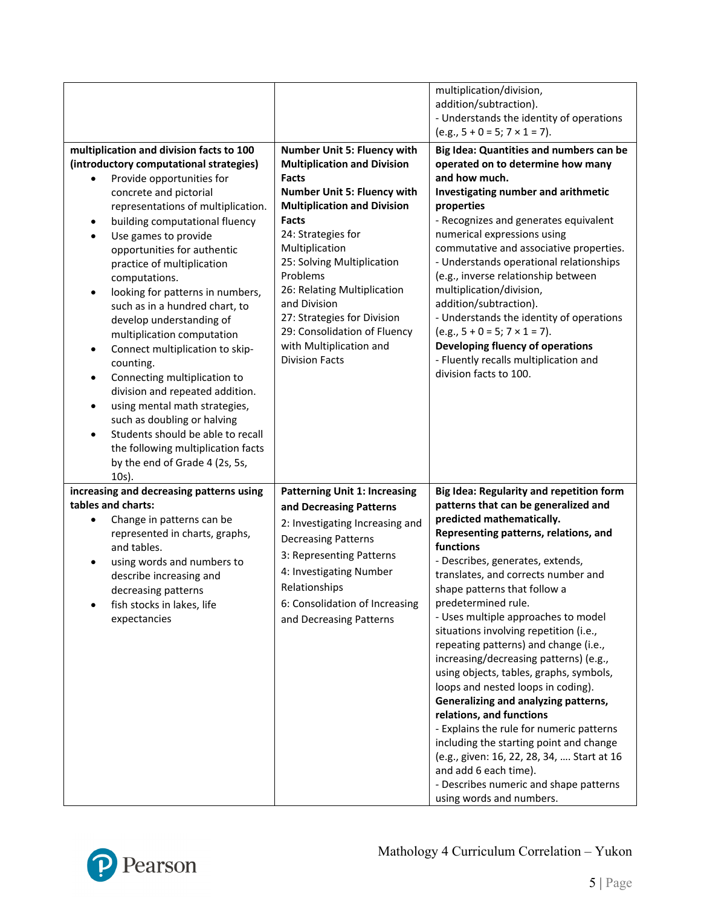| | | |
|---|---|---|
| | | multiplication/division, addition/subtraction).<br>- Understands the identity of operations (e.g., 5 + 0 = 5; 7 × 1 = 7). |
| **multiplication and division facts to 100 (introductory computational strategies)**<br>• Provide opportunities for concrete and pictorial representations of multiplication.<br>• building computational fluency<br>• Use games to provide opportunities for authentic practice of multiplication computations.<br>• looking for patterns in numbers, such as in a hundred chart, to develop understanding of multiplication computation<br>• Connect multiplication to skip-counting.<br>• Connecting multiplication to division and repeated addition.<br>• using mental math strategies, such as doubling or halving<br>• Students should be able to recall the following multiplication facts by the end of Grade 4 (2s, 5s, 10s). | **Number Unit 5: Fluency with Multiplication and Division Facts**<br>**Number Unit 5: Fluency with Multiplication and Division Facts**<br>24: Strategies for Multiplication<br>25: Solving Multiplication Problems<br>26: Relating Multiplication and Division<br>27: Strategies for Division<br>29: Consolidation of Fluency with Multiplication and Division Facts | **Big Idea: Quantities and numbers can be operated on to determine how many and how much.**<br>**Investigating number and arithmetic properties**<br>- Recognizes and generates equivalent numerical expressions using commutative and associative properties.<br>- Understands operational relationships (e.g., inverse relationship between multiplication/division, addition/subtraction).<br>- Understands the identity of operations (e.g., 5 + 0 = 5; 7 × 1 = 7).<br>**Developing fluency of operations**<br>- Fluently recalls multiplication and division facts to 100. |
| **increasing and decreasing patterns using tables and charts:**<br>• Change in patterns can be represented in charts, graphs, and tables.<br>• using words and numbers to describe increasing and decreasing patterns<br>• fish stocks in lakes, life expectancies | **Patterning Unit 1: Increasing and Decreasing Patterns**<br>2: Investigating Increasing and Decreasing Patterns<br>3: Representing Patterns<br>4: Investigating Number Relationships<br>6: Consolidation of Increasing and Decreasing Patterns | **Big Idea: Regularity and repetition form patterns that can be generalized and predicted mathematically.**<br>**Representing patterns, relations, and functions**<br>- Describes, generates, extends, translates, and corrects number and shape patterns that follow a predetermined rule.<br>- Uses multiple approaches to model situations involving repetition (i.e., repeating patterns) and change (i.e., increasing/decreasing patterns) (e.g., using objects, tables, graphs, symbols, loops and nested loops in coding).<br>**Generalizing and analyzing patterns, relations, and functions**<br>- Explains the rule for numeric patterns including the starting point and change (e.g., given: 16, 22, 28, 34, …. Start at 16 and add 6 each time).<br>- Describes numeric and shape patterns using words and numbers. |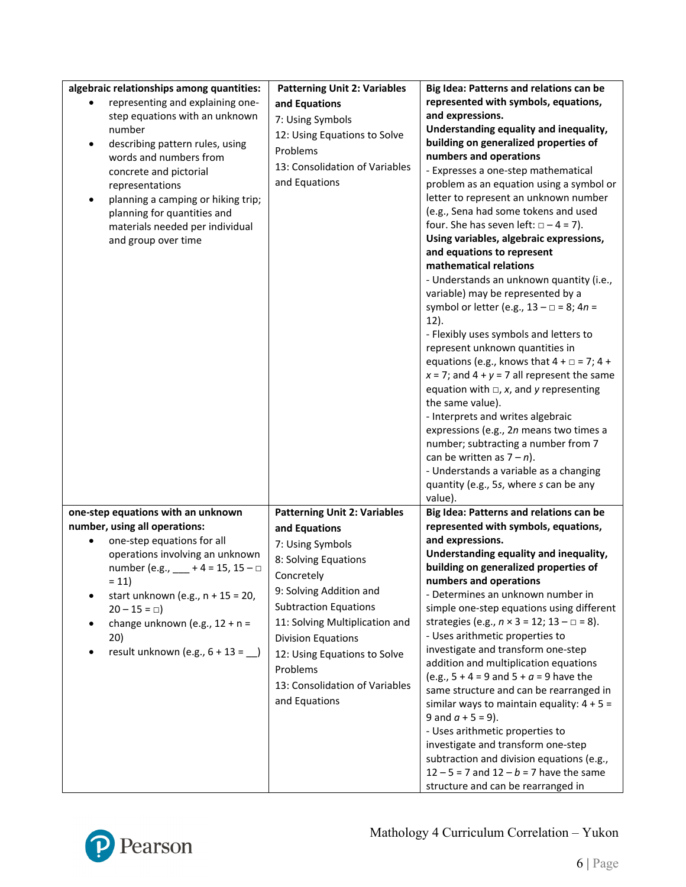| | | |
|---|---|---|
| **algebraic relationships among quantities:**<br>• representing and explaining one-step equations with an unknown number<br>• describing pattern rules, using words and numbers from concrete and pictorial representations<br>• planning a camping or hiking trip; planning for quantities and materials needed per individual and group over time | **Patterning Unit 2: Variables and Equations**<br>7: Using Symbols<br>12: Using Equations to Solve Problems<br>13: Consolidation of Variables and Equations | **Big Idea: Patterns and relations can be represented with symbols, equations, and expressions.**<br>**Understanding equality and inequality, building on generalized properties of numbers and operations**<br>- Expresses a one-step mathematical problem as an equation using a symbol or letter to represent an unknown number (e.g., Sena had some tokens and used four. She has seven left: $\square - 4 = 7$).<br>**Using variables, algebraic expressions, and equations to represent mathematical relations**<br>- Understands an unknown quantity (i.e., variable) may be represented by a symbol or letter (e.g., $13 - \square = 8$; $4n = 12$).<br>- Flexibly uses symbols and letters to represent unknown quantities in equations (e.g., knows that $4 + \square = 7$; $4 + x = 7$; and $4 + y = 7$ all represent the same equation with $\square$, $x$, and $y$ representing the same value).<br>- Interprets and writes algebraic expressions (e.g., $2n$ means two times a number; subtracting a number from 7 can be written as $7 - n$).<br>- Understands a variable as a changing quantity (e.g., $5s$, where $s$ can be any value). |
| **one-step equations with an unknown number, using all operations:**<br>• one-step equations for all operations involving an unknown number (e.g., ___ + 4 = 15, $15 - \square = 11$)<br>• start unknown (e.g., $n + 15 = 20$, $20 - 15 = \square$)<br>• change unknown (e.g., $12 + n = 20$)<br>• result unknown (e.g., 6 + 13 = __) | **Patterning Unit 2: Variables and Equations**<br>7: Using Symbols<br>8: Solving Equations Concretely<br>9: Solving Addition and Subtraction Equations<br>11: Solving Multiplication and Division Equations<br>12: Using Equations to Solve Problems<br>13: Consolidation of Variables and Equations | **Big Idea: Patterns and relations can be represented with symbols, equations, and expressions.**<br>**Understanding equality and inequality, building on generalized properties of numbers and operations**<br>- Determines an unknown number in simple one-step equations using different strategies (e.g., $n \times 3 = 12$; $13 - \square = 8$).<br>- Uses arithmetic properties to investigate and transform one-step addition and multiplication equations (e.g., $5 + 4 = 9$ and $5 + a = 9$ have the same structure and can be rearranged in similar ways to maintain equality: $4 + 5 = 9$ and $a + 5 = 9$).<br>- Uses arithmetic properties to investigate and transform one-step subtraction and division equations (e.g., $12 - 5 = 7$ and $12 - b = 7$ have the same structure and can be rearranged in |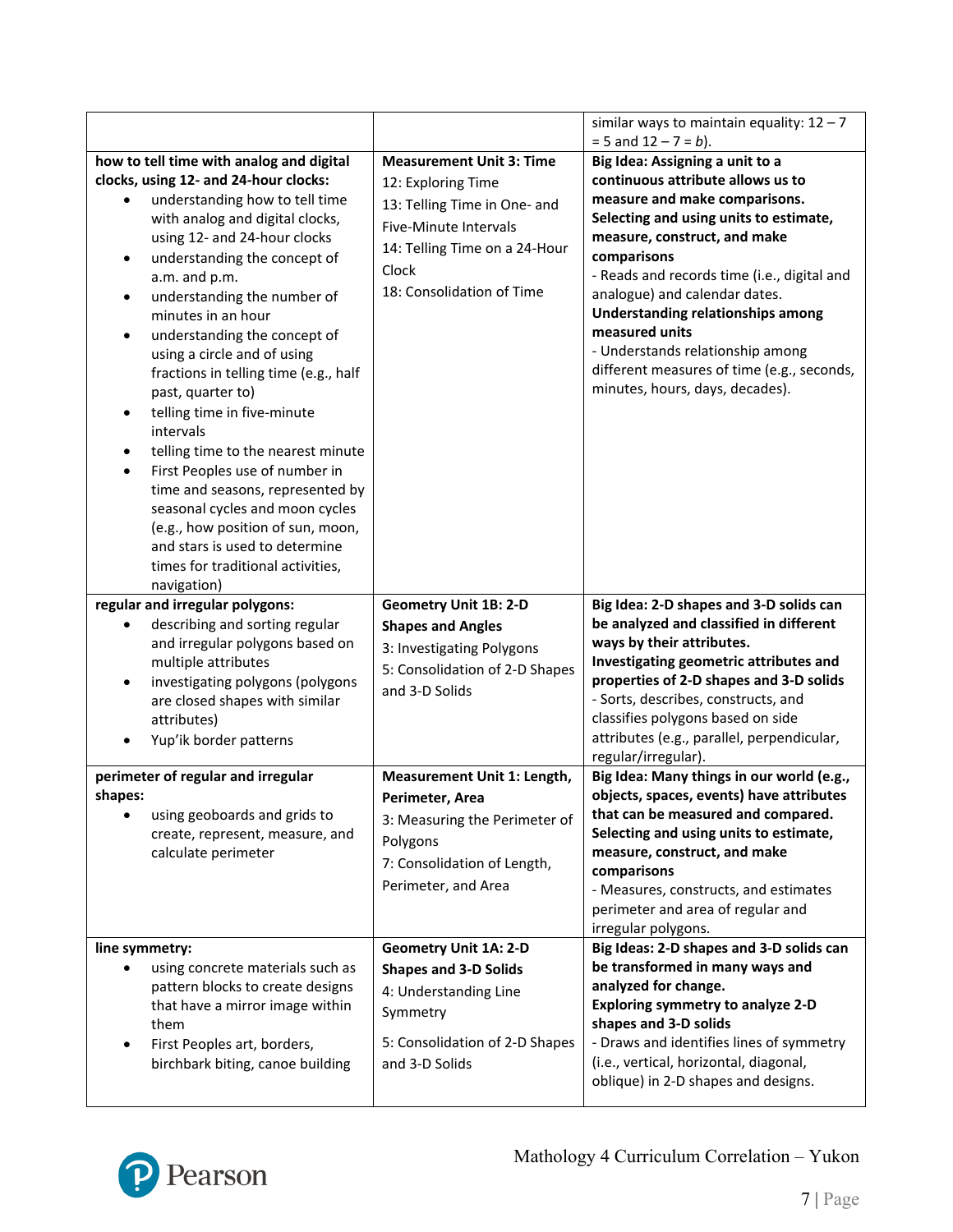| | | |
|---|---|---|
| | | similar ways to maintain equality: 12 – 7 = 5 and 12 – 7 = *b*). |
| **how to tell time with analog and digital clocks, using 12- and 24-hour clocks:**<br>• understanding how to tell time with analog and digital clocks, using 12- and 24-hour clocks<br>• understanding the concept of a.m. and p.m.<br>• understanding the number of minutes in an hour<br>• understanding the concept of using a circle and of using fractions in telling time (e.g., half past, quarter to)<br>• telling time in five-minute intervals<br>• telling time to the nearest minute<br>• First Peoples use of number in time and seasons, represented by seasonal cycles and moon cycles (e.g., how position of sun, moon, and stars is used to determine times for traditional activities, navigation) | **Measurement Unit 3: Time**<br>12: Exploring Time<br>13: Telling Time in One- and Five-Minute Intervals<br>14: Telling Time on a 24-Hour Clock<br>18: Consolidation of Time | **Big Idea: Assigning a unit to a continuous attribute allows us to measure and make comparisons.**<br>**Selecting and using units to estimate, measure, construct, and make comparisons**<br>- Reads and records time (i.e., digital and analogue) and calendar dates.<br>**Understanding relationships among measured units**<br>- Understands relationship among different measures of time (e.g., seconds, minutes, hours, days, decades). |
| **regular and irregular polygons:**<br>• describing and sorting regular and irregular polygons based on multiple attributes<br>• investigating polygons (polygons are closed shapes with similar attributes)<br>• Yup'ik border patterns | **Geometry Unit 1B: 2-D Shapes and Angles**<br>3: Investigating Polygons<br>5: Consolidation of 2-D Shapes and 3-D Solids | **Big Idea: 2-D shapes and 3-D solids can be analyzed and classified in different ways by their attributes.**<br>**Investigating geometric attributes and properties of 2-D shapes and 3-D solids**<br>- Sorts, describes, constructs, and classifies polygons based on side attributes (e.g., parallel, perpendicular, regular/irregular). |
| **perimeter of regular and irregular shapes:**<br>• using geoboards and grids to create, represent, measure, and calculate perimeter | **Measurement Unit 1: Length, Perimeter, Area**<br>3: Measuring the Perimeter of Polygons<br>7: Consolidation of Length, Perimeter, and Area | **Big Idea: Many things in our world (e.g., objects, spaces, events) have attributes that can be measured and compared.**<br>**Selecting and using units to estimate, measure, construct, and make comparisons**<br>- Measures, constructs, and estimates perimeter and area of regular and irregular polygons. |
| **line symmetry:**<br>• using concrete materials such as pattern blocks to create designs that have a mirror image within them<br>• First Peoples art, borders, birchbark biting, canoe building | **Geometry Unit 1A: 2-D Shapes and 3-D Solids**<br>4: Understanding Line Symmetry<br>5: Consolidation of 2-D Shapes and 3-D Solids | **Big Idea: 2-D shapes and 3-D solids can be transformed in many ways and analyzed for change.**<br>**Exploring symmetry to analyze 2-D shapes and 3-D solids**<br>- Draws and identifies lines of symmetry (i.e., vertical, horizontal, diagonal, oblique) in 2-D shapes and designs. |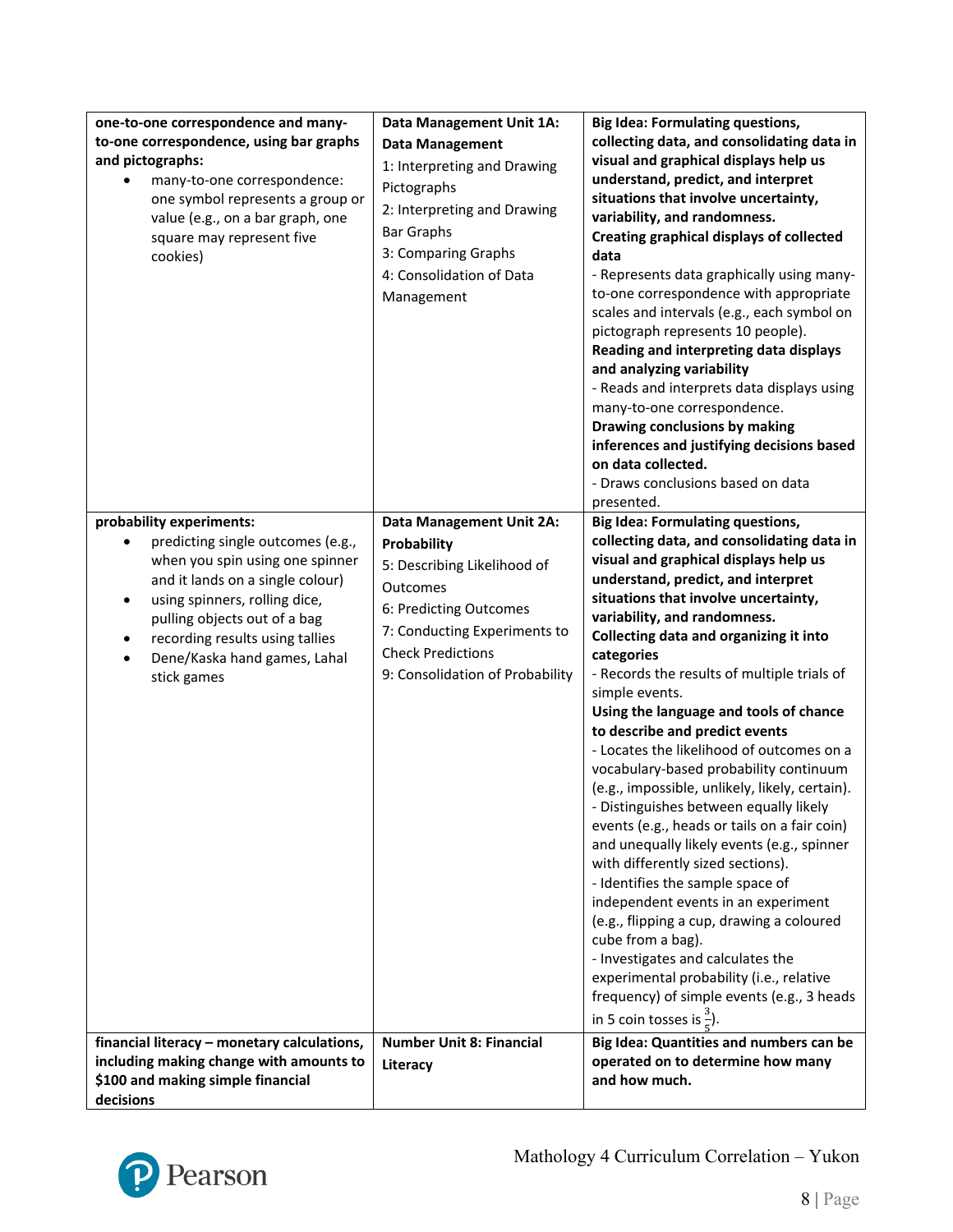| | | |
|---|---|---|
| **one-to-one correspondence and many-to-one correspondence, using bar graphs and pictographs:**<br>• many-to-one correspondence: one symbol represents a group or value (e.g., on a bar graph, one square may represent five cookies) | **Data Management Unit 1A: Data Management**<br>1: Interpreting and Drawing Pictographs<br>2: Interpreting and Drawing Bar Graphs<br>3: Comparing Graphs<br>4: Consolidation of Data Management | **Big Idea: Formulating questions, collecting data, and consolidating data in visual and graphical displays help us understand, predict, and interpret situations that involve uncertainty, variability, and randomness.**<br>**Creating graphical displays of collected data**<br>- Represents data graphically using many-to-one correspondence with appropriate scales and intervals (e.g., each symbol on pictograph represents 10 people).<br>**Reading and interpreting data displays and analyzing variability**<br>- Reads and interprets data displays using many-to-one correspondence.<br>**Drawing conclusions by making inferences and justifying decisions based on data collected.**<br>- Draws conclusions based on data presented. |
| **probability experiments:**<br>• predicting single outcomes (e.g., when you spin using one spinner and it lands on a single colour)<br>• using spinners, rolling dice, pulling objects out of a bag<br>• recording results using tallies<br>• Dene/Kaska hand games, Lahal stick games | **Data Management Unit 2A: Probability**<br>5: Describing Likelihood of Outcomes<br>6: Predicting Outcomes<br>7: Conducting Experiments to Check Predictions<br>9: Consolidation of Probability | **Big Idea: Formulating questions, collecting data, and consolidating data in visual and graphical displays help us understand, predict, and interpret situations that involve uncertainty, variability, and randomness.**<br>**Collecting data and organizing it into categories**<br>- Records the results of multiple trials of simple events.<br>**Using the language and tools of chance to describe and predict events**<br>- Locates the likelihood of outcomes on a vocabulary-based probability continuum (e.g., impossible, unlikely, likely, certain).<br>- Distinguishes between equally likely events (e.g., heads or tails on a fair coin) and unequally likely events (e.g., spinner with differently sized sections).<br>- Identifies the sample space of independent events in an experiment (e.g., flipping a cup, drawing a coloured cube from a bag).<br>- Investigates and calculates the experimental probability (i.e., relative frequency) of simple events (e.g., 3 heads in 5 coin tosses is $\frac{3}{5}$). |
| **financial literacy – monetary calculations, including making change with amounts to \$100 and making simple financial decisions** | **Number Unit 8: Financial Literacy** | **Big Idea: Quantities and numbers can be operated on to determine how many and how much.** |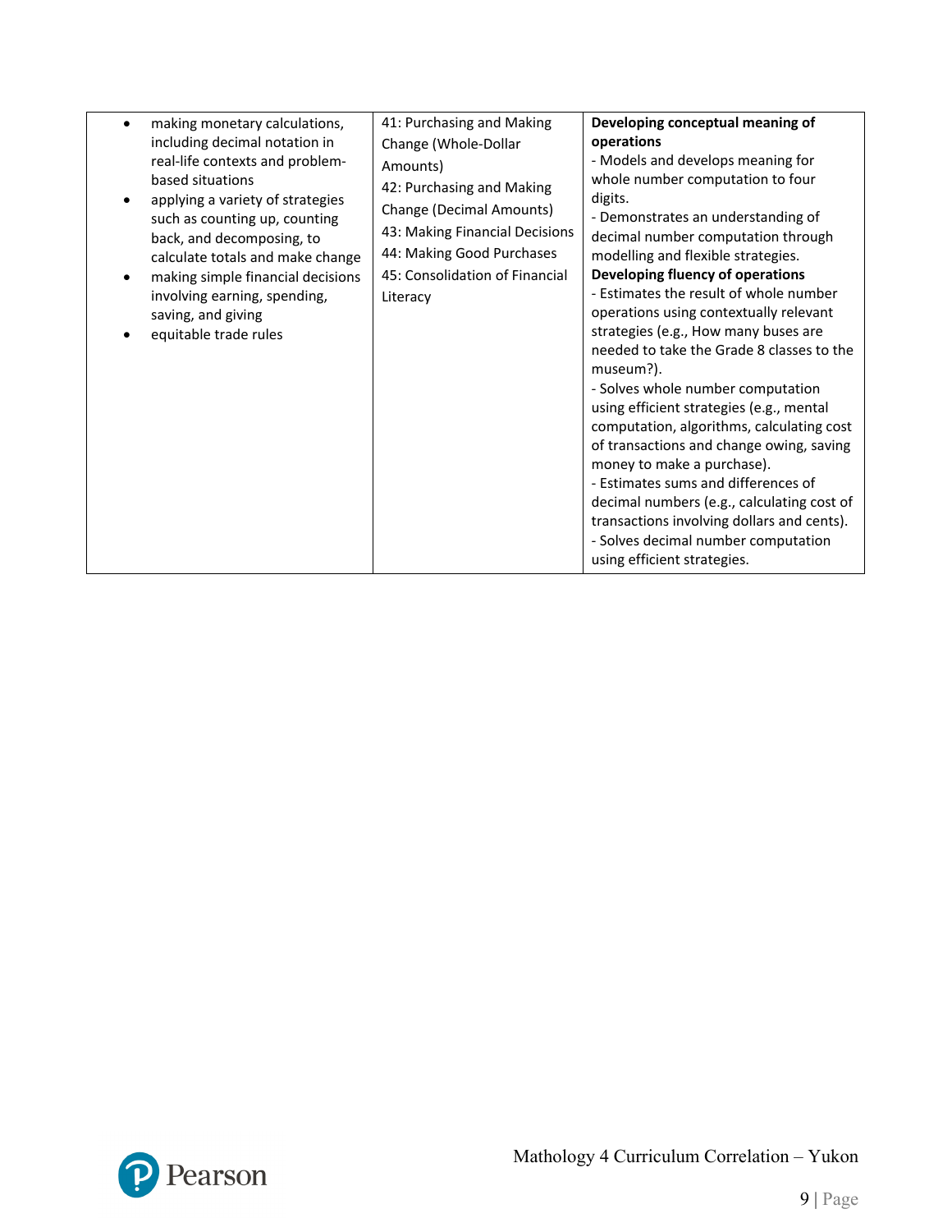| | | |
|---|---|---|
| • making monetary calculations, including decimal notation in real-life contexts and problem-based situations<br>• applying a variety of strategies such as counting up, counting back, and decomposing, to calculate totals and make change<br>• making simple financial decisions involving earning, spending, saving, and giving<br>• equitable trade rules | 41: Purchasing and Making Change (Whole-Dollar Amounts)<br>42: Purchasing and Making Change (Decimal Amounts)<br>43: Making Financial Decisions<br>44: Making Good Purchases<br>45: Consolidation of Financial Literacy | **Developing conceptual meaning of operations**<br>- Models and develops meaning for whole number computation to four digits.<br>- Demonstrates an understanding of decimal number computation through modelling and flexible strategies.<br>**Developing fluency of operations**<br>- Estimates the result of whole number operations using contextually relevant strategies (e.g., How many buses are needed to take the Grade 8 classes to the museum?).<br>- Solves whole number computation using efficient strategies (e.g., mental computation, algorithms, calculating cost of transactions and change owing, saving money to make a purchase).<br>- Estimates sums and differences of decimal numbers (e.g., calculating cost of transactions involving dollars and cents).<br>- Solves decimal number computation using efficient strategies. |